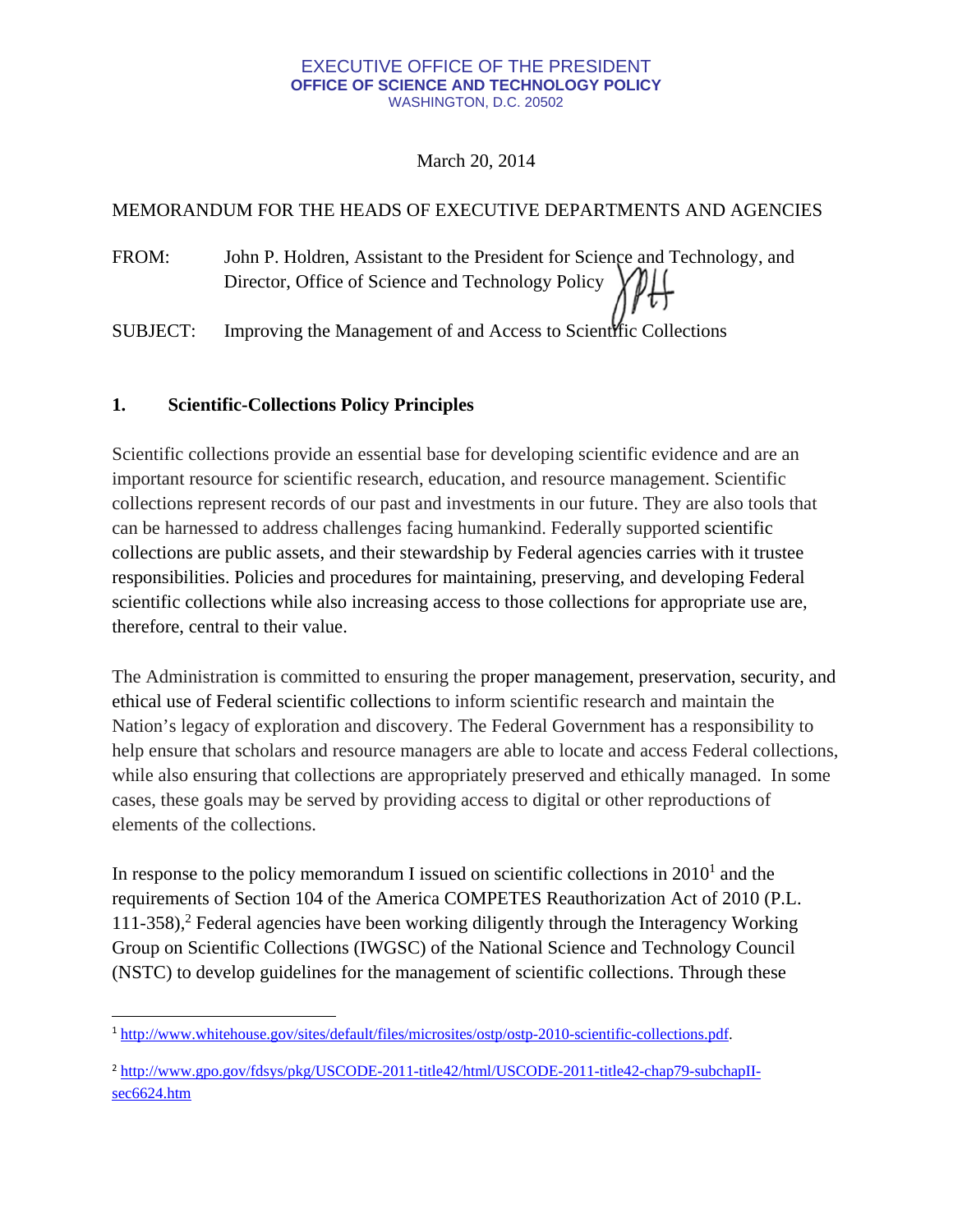EXECUTIVE OFFICE OF THE PRESIDENT
**OFFICE OF SCIENCE AND TECHNOLOGY POLICY**
WASHINGTON, D.C. 20502

March 20, 2014

MEMORANDUM FOR THE HEADS OF EXECUTIVE DEPARTMENTS AND AGENCIES

FROM: John P. Holdren, Assistant to the President for Science and Technology, and Director, Office of Science and Technology Policy

SUBJECT: Improving the Management of and Access to Scientific Collections

## 1. Scientific-Collections Policy Principles

Scientific collections provide an essential base for developing scientific evidence and are an important resource for scientific research, education, and resource management. Scientific collections represent records of our past and investments in our future. They are also tools that can be harnessed to address challenges facing humankind. Federally supported scientific collections are public assets, and their stewardship by Federal agencies carries with it trustee responsibilities. Policies and procedures for maintaining, preserving, and developing Federal scientific collections while also increasing access to those collections for appropriate use are, therefore, central to their value.

The Administration is committed to ensuring the proper management, preservation, security, and ethical use of Federal scientific collections to inform scientific research and maintain the Nation's legacy of exploration and discovery. The Federal Government has a responsibility to help ensure that scholars and resource managers are able to locate and access Federal collections, while also ensuring that collections are appropriately preserved and ethically managed. In some cases, these goals may be served by providing access to digital or other reproductions of elements of the collections.

In response to the policy memorandum I issued on scientific collections in 2010[1] and the requirements of Section 104 of the America COMPETES Reauthorization Act of 2010 (P.L. 111-358),[2] Federal agencies have been working diligently through the Interagency Working Group on Scientific Collections (IWGSC) of the National Science and Technology Council (NSTC) to develop guidelines for the management of scientific collections. Through these

[1] http://www.whitehouse.gov/sites/default/files/microsites/ostp/ostp-2010-scientific-collections.pdf.

[2] http://www.gpo.gov/fdsys/pkg/USCODE-2011-title42/html/USCODE-2011-title42-chap79-subchapII-sec6624.htm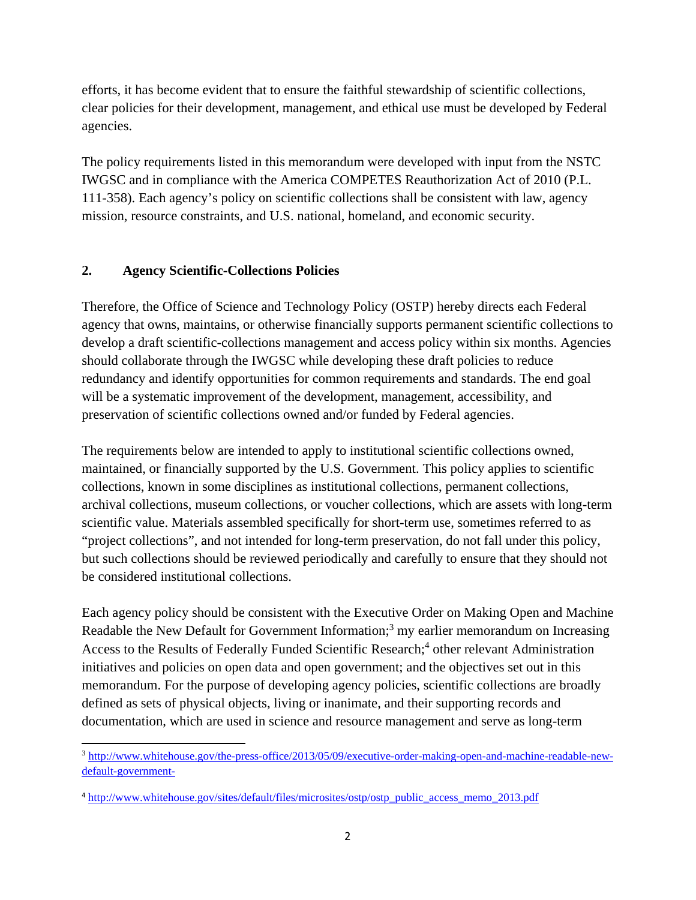efforts, it has become evident that to ensure the faithful stewardship of scientific collections, clear policies for their development, management, and ethical use must be developed by Federal agencies.

The policy requirements listed in this memorandum were developed with input from the NSTC IWGSC and in compliance with the America COMPETES Reauthorization Act of 2010 (P.L. 111-358). Each agency's policy on scientific collections shall be consistent with law, agency mission, resource constraints, and U.S. national, homeland, and economic security.

## 2. Agency Scientific-Collections Policies

Therefore, the Office of Science and Technology Policy (OSTP) hereby directs each Federal agency that owns, maintains, or otherwise financially supports permanent scientific collections to develop a draft scientific-collections management and access policy within six months. Agencies should collaborate through the IWGSC while developing these draft policies to reduce redundancy and identify opportunities for common requirements and standards. The end goal will be a systematic improvement of the development, management, accessibility, and preservation of scientific collections owned and/or funded by Federal agencies.

The requirements below are intended to apply to institutional scientific collections owned, maintained, or financially supported by the U.S. Government. This policy applies to scientific collections, known in some disciplines as institutional collections, permanent collections, archival collections, museum collections, or voucher collections, which are assets with long-term scientific value. Materials assembled specifically for short-term use, sometimes referred to as "project collections", and not intended for long-term preservation, do not fall under this policy, but such collections should be reviewed periodically and carefully to ensure that they should not be considered institutional collections.

Each agency policy should be consistent with the Executive Order on Making Open and Machine Readable the New Default for Government Information;[3] my earlier memorandum on Increasing Access to the Results of Federally Funded Scientific Research;[4] other relevant Administration initiatives and policies on open data and open government; and the objectives set out in this memorandum. For the purpose of developing agency policies, scientific collections are broadly defined as sets of physical objects, living or inanimate, and their supporting records and documentation, which are used in science and resource management and serve as long-term

---

[3] http://www.whitehouse.gov/the-press-office/2013/05/09/executive-order-making-open-and-machine-readable-new-default-government-

[4] http://www.whitehouse.gov/sites/default/files/microsites/ostp/ostp_public_access_memo_2013.pdf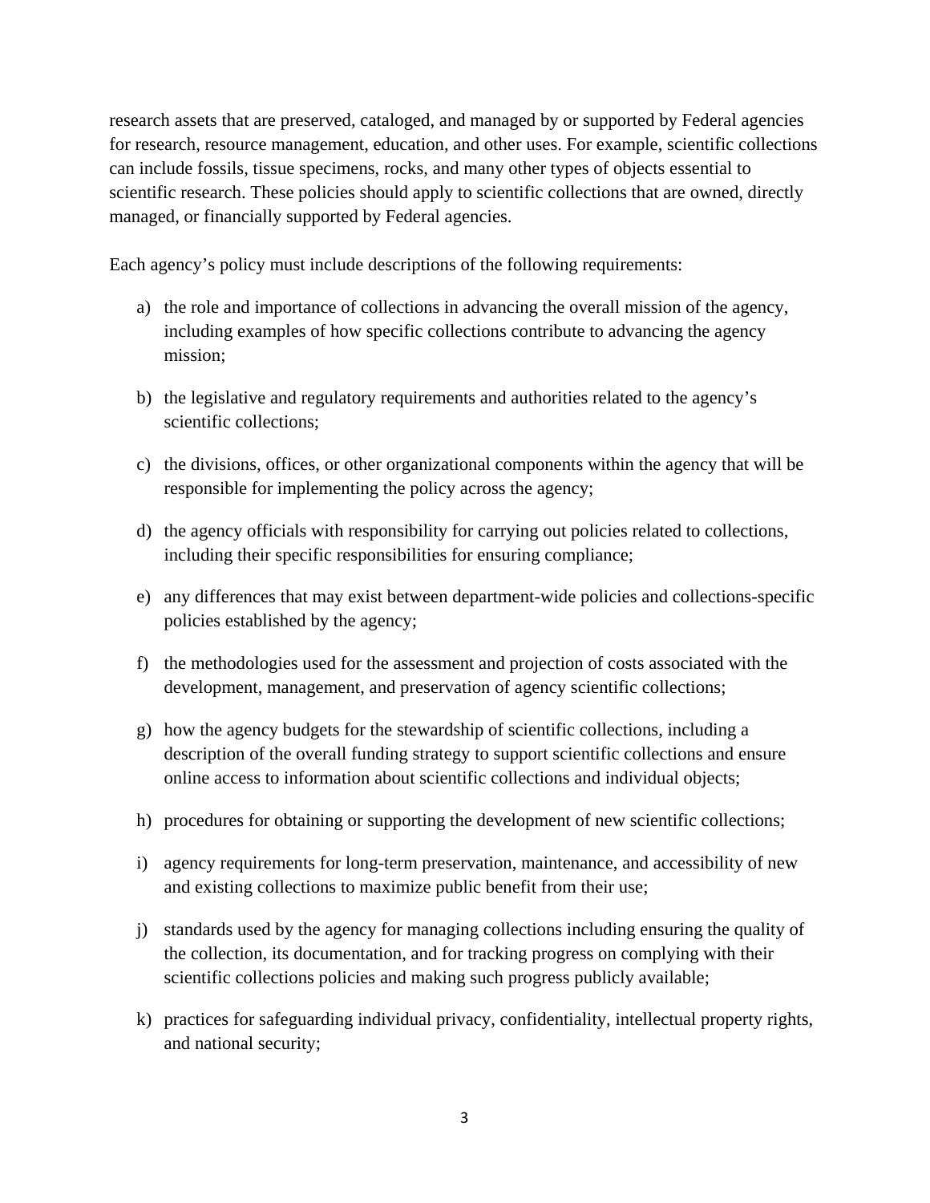research assets that are preserved, cataloged, and managed by or supported by Federal agencies for research, resource management, education, and other uses. For example, scientific collections can include fossils, tissue specimens, rocks, and many other types of objects essential to scientific research. These policies should apply to scientific collections that are owned, directly managed, or financially supported by Federal agencies.

Each agency's policy must include descriptions of the following requirements:

a) the role and importance of collections in advancing the overall mission of the agency, including examples of how specific collections contribute to advancing the agency mission;

b) the legislative and regulatory requirements and authorities related to the agency's scientific collections;

c) the divisions, offices, or other organizational components within the agency that will be responsible for implementing the policy across the agency;

d) the agency officials with responsibility for carrying out policies related to collections, including their specific responsibilities for ensuring compliance;

e) any differences that may exist between department-wide policies and collections-specific policies established by the agency;

f) the methodologies used for the assessment and projection of costs associated with the development, management, and preservation of agency scientific collections;

g) how the agency budgets for the stewardship of scientific collections, including a description of the overall funding strategy to support scientific collections and ensure online access to information about scientific collections and individual objects;

h) procedures for obtaining or supporting the development of new scientific collections;

i) agency requirements for long-term preservation, maintenance, and accessibility of new and existing collections to maximize public benefit from their use;

j) standards used by the agency for managing collections including ensuring the quality of the collection, its documentation, and for tracking progress on complying with their scientific collections policies and making such progress publicly available;

k) practices for safeguarding individual privacy, confidentiality, intellectual property rights, and national security;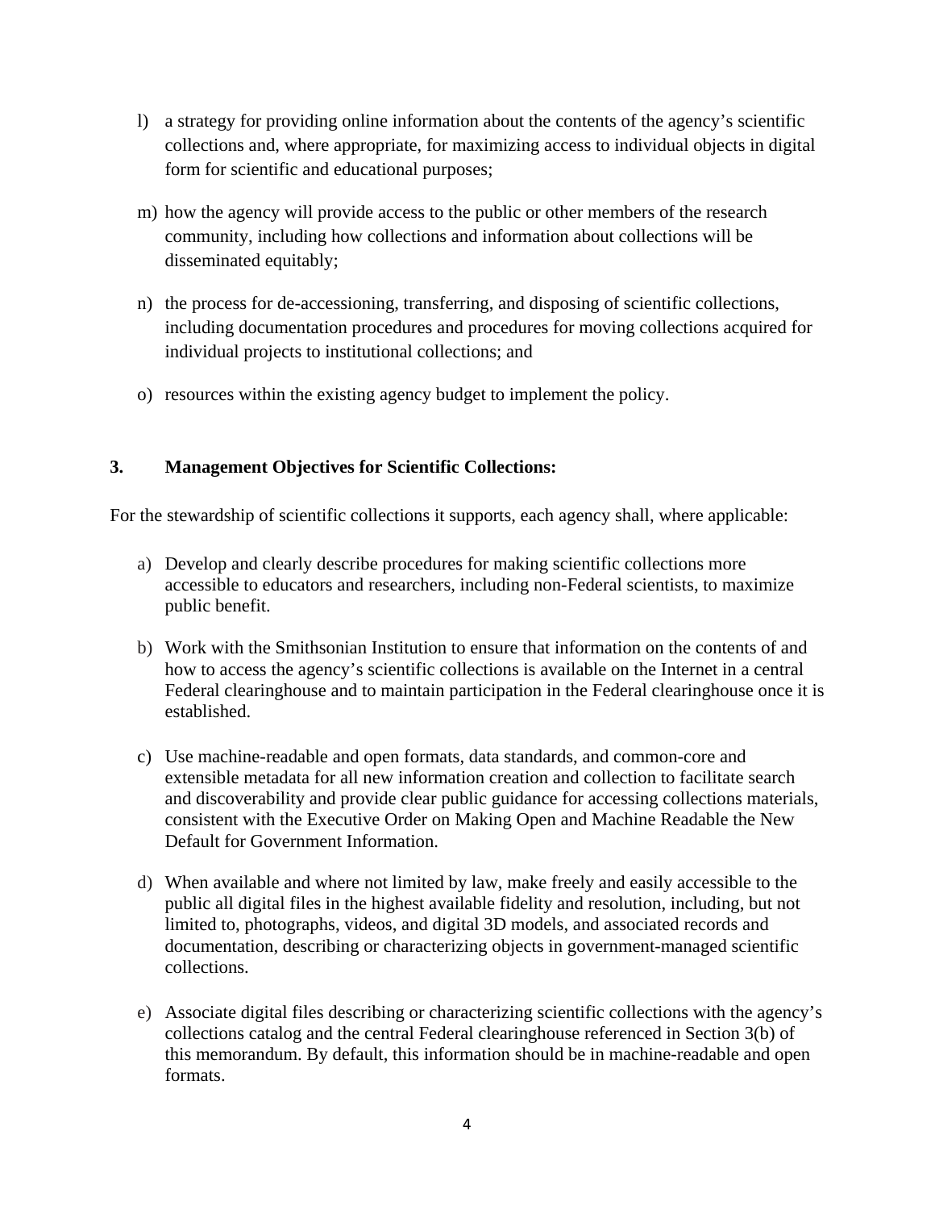l) a strategy for providing online information about the contents of the agency's scientific collections and, where appropriate, for maximizing access to individual objects in digital form for scientific and educational purposes;

m) how the agency will provide access to the public or other members of the research community, including how collections and information about collections will be disseminated equitably;

n) the process for de-accessioning, transferring, and disposing of scientific collections, including documentation procedures and procedures for moving collections acquired for individual projects to institutional collections; and

o) resources within the existing agency budget to implement the policy.

**3. Management Objectives for Scientific Collections:**

For the stewardship of scientific collections it supports, each agency shall, where applicable:

a) Develop and clearly describe procedures for making scientific collections more accessible to educators and researchers, including non-Federal scientists, to maximize public benefit.

b) Work with the Smithsonian Institution to ensure that information on the contents of and how to access the agency's scientific collections is available on the Internet in a central Federal clearinghouse and to maintain participation in the Federal clearinghouse once it is established.

c) Use machine-readable and open formats, data standards, and common-core and extensible metadata for all new information creation and collection to facilitate search and discoverability and provide clear public guidance for accessing collections materials, consistent with the Executive Order on Making Open and Machine Readable the New Default for Government Information.

d) When available and where not limited by law, make freely and easily accessible to the public all digital files in the highest available fidelity and resolution, including, but not limited to, photographs, videos, and digital 3D models, and associated records and documentation, describing or characterizing objects in government-managed scientific collections.

e) Associate digital files describing or characterizing scientific collections with the agency's collections catalog and the central Federal clearinghouse referenced in Section 3(b) of this memorandum. By default, this information should be in machine-readable and open formats.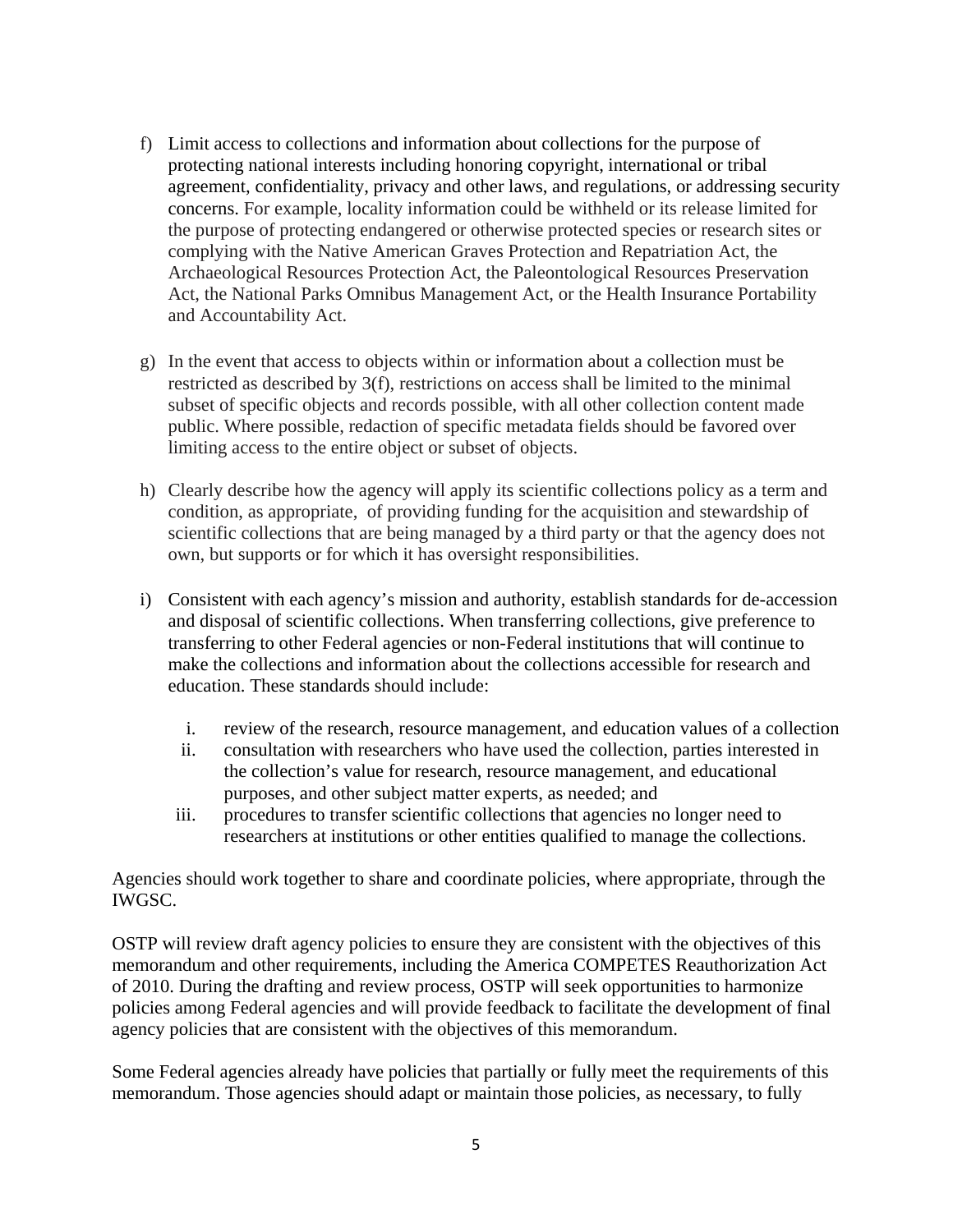f) Limit access to collections and information about collections for the purpose of protecting national interests including honoring copyright, international or tribal agreement, confidentiality, privacy and other laws, and regulations, or addressing security concerns. For example, locality information could be withheld or its release limited for the purpose of protecting endangered or otherwise protected species or research sites or complying with the Native American Graves Protection and Repatriation Act, the Archaeological Resources Protection Act, the Paleontological Resources Preservation Act, the National Parks Omnibus Management Act, or the Health Insurance Portability and Accountability Act.

g) In the event that access to objects within or information about a collection must be restricted as described by 3(f), restrictions on access shall be limited to the minimal subset of specific objects and records possible, with all other collection content made public. Where possible, redaction of specific metadata fields should be favored over limiting access to the entire object or subset of objects.

h) Clearly describe how the agency will apply its scientific collections policy as a term and condition, as appropriate, of providing funding for the acquisition and stewardship of scientific collections that are being managed by a third party or that the agency does not own, but supports or for which it has oversight responsibilities.

i) Consistent with each agency's mission and authority, establish standards for de-accession and disposal of scientific collections. When transferring collections, give preference to transferring to other Federal agencies or non-Federal institutions that will continue to make the collections and information about the collections accessible for research and education. These standards should include:

    i. review of the research, resource management, and education values of a collection
    ii. consultation with researchers who have used the collection, parties interested in the collection's value for research, resource management, and educational purposes, and other subject matter experts, as needed; and
    iii. procedures to transfer scientific collections that agencies no longer need to researchers at institutions or other entities qualified to manage the collections.

Agencies should work together to share and coordinate policies, where appropriate, through the IWGSC.

OSTP will review draft agency policies to ensure they are consistent with the objectives of this memorandum and other requirements, including the America COMPETES Reauthorization Act of 2010. During the drafting and review process, OSTP will seek opportunities to harmonize policies among Federal agencies and will provide feedback to facilitate the development of final agency policies that are consistent with the objectives of this memorandum.

Some Federal agencies already have policies that partially or fully meet the requirements of this memorandum. Those agencies should adapt or maintain those policies, as necessary, to fully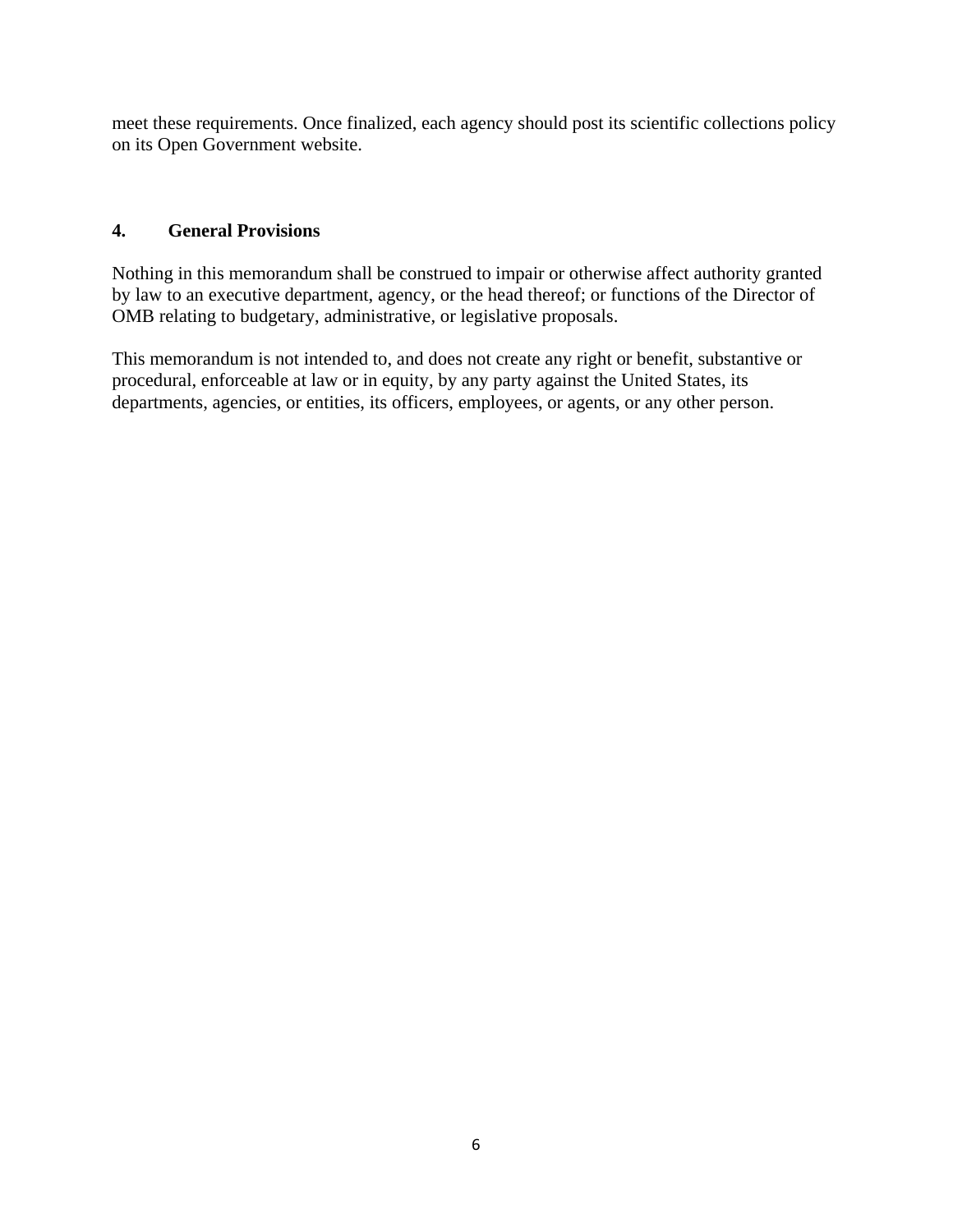meet these requirements. Once finalized, each agency should post its scientific collections policy on its Open Government website.

## 4. General Provisions

Nothing in this memorandum shall be construed to impair or otherwise affect authority granted by law to an executive department, agency, or the head thereof; or functions of the Director of OMB relating to budgetary, administrative, or legislative proposals.

This memorandum is not intended to, and does not create any right or benefit, substantive or procedural, enforceable at law or in equity, by any party against the United States, its departments, agencies, or entities, its officers, employees, or agents, or any other person.